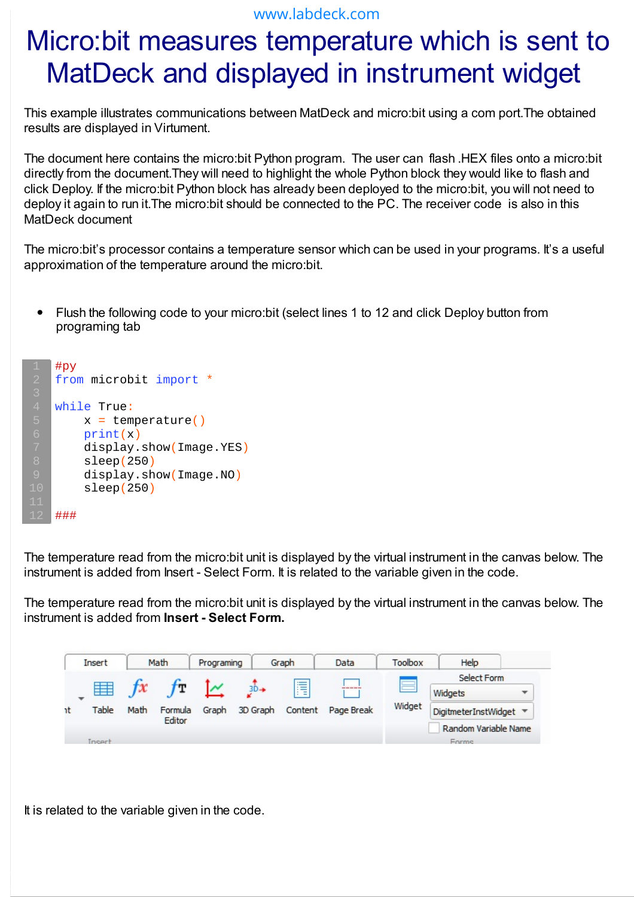www.labdeck.com

# Micro:bit measures temperature which is sent to MatDeck and displayed in instrument widget

This example illustrates communications between MatDeck and micro:bit using a com port.The obtained results are displayed in Virtument.

The document here contains the micro:bit Python program.  The user can  flash .HEX files onto a micro:bit directly from the document.They will need to highlight the whole Python block they would like to flash and click Deploy. If the micro:bit Python block has already been deployed to the micro:bit, you will not need to deploy it again to run it.The micro:bit should be connected to the PC. The receiver code  is also in this MatDeck document

The micro:bit's processor contains a temperature sensor which can be used in your programs. It's a useful approximation of the temperature around the micro:bit.

- Flush the following code to your micro:bit (select lines 1 to 12 and click Deploy button from programing tab

```
#py
from microbit import *

while True:
    x = temperature()
    print(x)
    display.show(Image.YES)
    sleep(250)
    display.show(Image.NO)
    sleep(250)

###
```

The temperature read from the micro:bit unit is displayed by the virtual instrument in the canvas below. The instrument is added from Insert - Select Form. It is related to the variable given in the code.

The temperature read from the micro:bit unit is displayed by the virtual instrument in the canvas below. The instrument is added from **Insert - Select Form.**

It is related to the variable given in the code.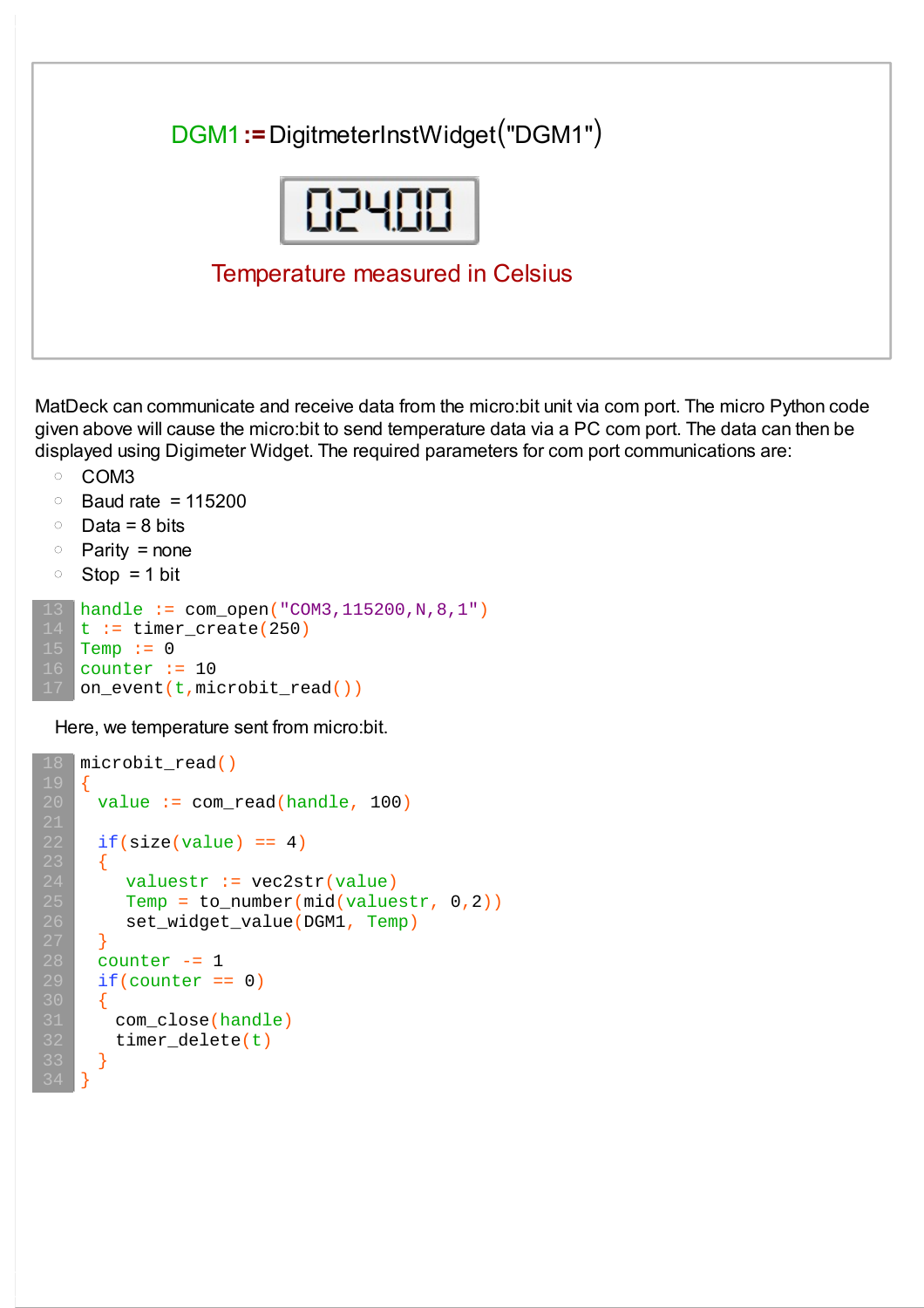DGM1 := DigitmeterInstWidget("DGM1")

024.00

Temperature measured in Celsius

MatDeck can communicate and receive data from the micro:bit unit via com port. The micro Python code given above will cause the micro:bit to send temperature data via a PC com port. The data can then be displayed using Digimeter Widget. The required parameters for com port communications are:

- COM3
- Baud rate = 115200
- Data = 8 bits
- Parity = none
- Stop = 1 bit

```
13 handle := com_open("COM3,115200,N,8,1")
14 t := timer_create(250)
15 Temp := 0
16 counter := 10
17 on_event(t,microbit_read())
```

Here, we temperature sent from micro:bit.

```
18 microbit_read()
19 {
20   value := com_read(handle, 100)
21 
22   if(size(value) == 4)
23   {
24      valuestr := vec2str(value)
25      Temp = to_number(mid(valuestr, 0,2))
26      set_widget_value(DGM1, Temp)
27   }
28   counter -= 1
29   if(counter == 0)
30   {
31     com_close(handle)
32     timer_delete(t)
33   }
34 }
```